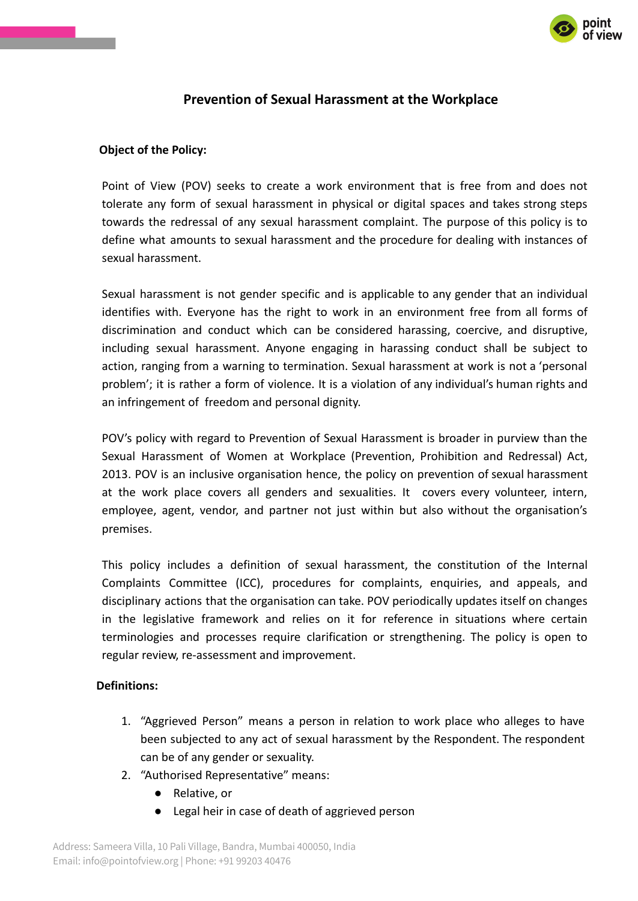# Prevention of Sexual Harassment at the Workplace

**Object of the Policy:**

Point of View (POV) seeks to create a work environment that is free from and does not tolerate any form of sexual harassment in physical or digital spaces and takes strong steps towards the redressal of any sexual harassment complaint. The purpose of this policy is to define what amounts to sexual harassment and the procedure for dealing with instances of sexual harassment.

Sexual harassment is not gender specific and is applicable to any gender that an individual identifies with. Everyone has the right to work in an environment free from all forms of discrimination and conduct which can be considered harassing, coercive, and disruptive, including sexual harassment. Anyone engaging in harassing conduct shall be subject to action, ranging from a warning to termination. Sexual harassment at work is not a 'personal problem'; it is rather a form of violence. It is a violation of any individual's human rights and an infringement of freedom and personal dignity.

POV's policy with regard to Prevention of Sexual Harassment is broader in purview than the Sexual Harassment of Women at Workplace (Prevention, Prohibition and Redressal) Act, 2013. POV is an inclusive organisation hence, the policy on prevention of sexual harassment at the work place covers all genders and sexualities. It covers every volunteer, intern, employee, agent, vendor, and partner not just within but also without the organisation's premises.

This policy includes a definition of sexual harassment, the constitution of the Internal Complaints Committee (ICC), procedures for complaints, enquiries, and appeals, and disciplinary actions that the organisation can take. POV periodically updates itself on changes in the legislative framework and relies on it for reference in situations where certain terminologies and processes require clarification or strengthening. The policy is open to regular review, re-assessment and improvement.

**Definitions:**

1. "Aggrieved Person" means a person in relation to work place who alleges to have been subjected to any act of sexual harassment by the Respondent. The respondent can be of any gender or sexuality.
2. "Authorised Representative" means:
   - Relative, or
   - Legal heir in case of death of aggrieved person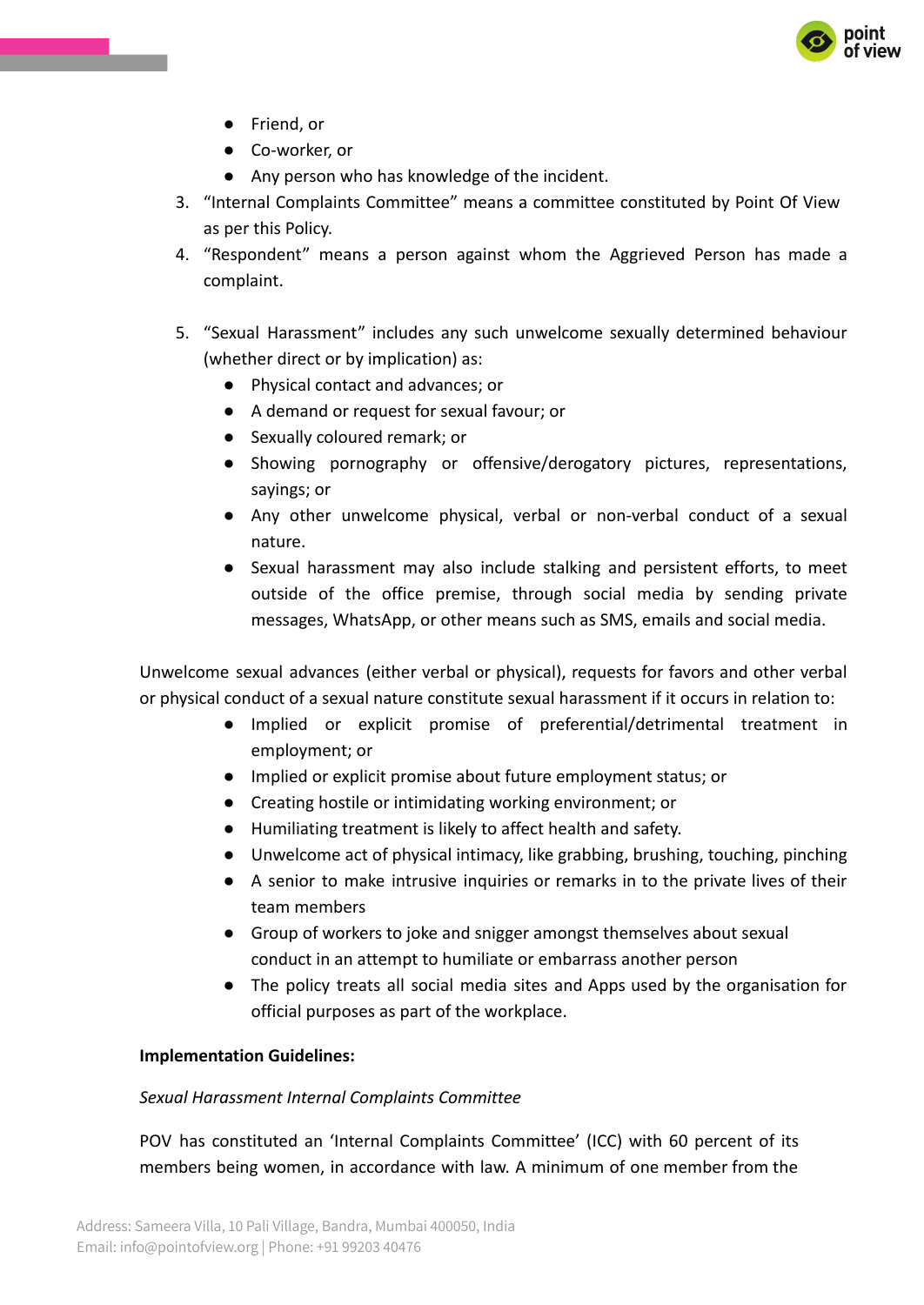- Friend, or
- Co-worker, or
- Any person who has knowledge of the incident.

3. "Internal Complaints Committee" means a committee constituted by Point Of View as per this Policy.
4. "Respondent" means a person against whom the Aggrieved Person has made a complaint.

5. "Sexual Harassment" includes any such unwelcome sexually determined behaviour (whether direct or by implication) as:
   - Physical contact and advances; or
   - A demand or request for sexual favour; or
   - Sexually coloured remark; or
   - Showing pornography or offensive/derogatory pictures, representations, sayings; or
   - Any other unwelcome physical, verbal or non-verbal conduct of a sexual nature.
   - Sexual harassment may also include stalking and persistent efforts, to meet outside of the office premise, through social media by sending private messages, WhatsApp, or other means such as SMS, emails and social media.

Unwelcome sexual advances (either verbal or physical), requests for favors and other verbal or physical conduct of a sexual nature constitute sexual harassment if it occurs in relation to:

- Implied or explicit promise of preferential/detrimental treatment in employment; or
- Implied or explicit promise about future employment status; or
- Creating hostile or intimidating working environment; or
- Humiliating treatment is likely to affect health and safety.
- Unwelcome act of physical intimacy, like grabbing, brushing, touching, pinching
- A senior to make intrusive inquiries or remarks in to the private lives of their team members
- Group of workers to joke and snigger amongst themselves about sexual conduct in an attempt to humiliate or embarrass another person
- The policy treats all social media sites and Apps used by the organisation for official purposes as part of the workplace.

**Implementation Guidelines:**

*Sexual Harassment Internal Complaints Committee*

POV has constituted an 'Internal Complaints Committee' (ICC) with 60 percent of its members being women, in accordance with law. A minimum of one member from the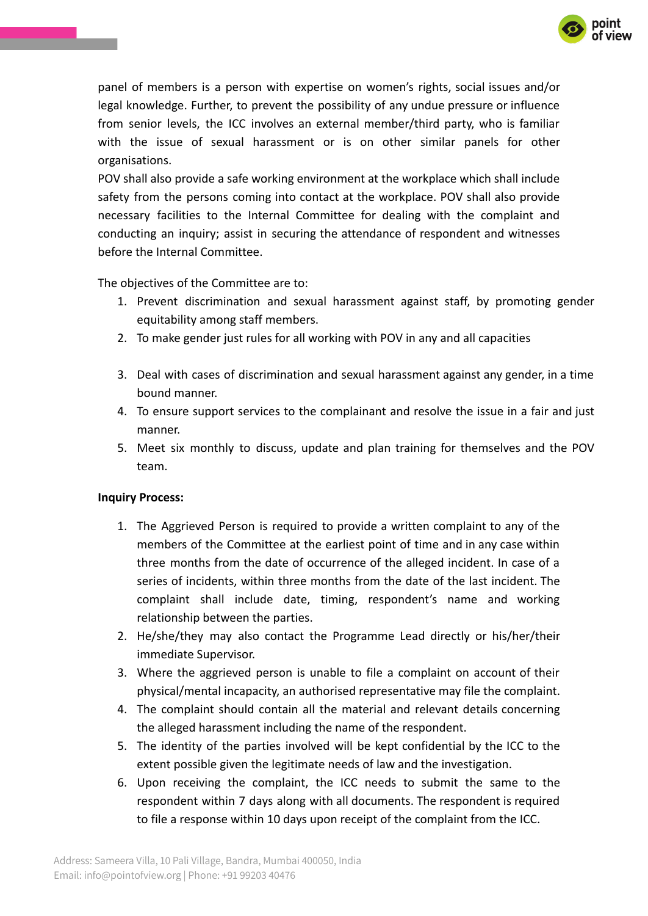panel of members is a person with expertise on women's rights, social issues and/or legal knowledge. Further, to prevent the possibility of any undue pressure or influence from senior levels, the ICC involves an external member/third party, who is familiar with the issue of sexual harassment or is on other similar panels for other organisations.

POV shall also provide a safe working environment at the workplace which shall include safety from the persons coming into contact at the workplace. POV shall also provide necessary facilities to the Internal Committee for dealing with the complaint and conducting an inquiry; assist in securing the attendance of respondent and witnesses before the Internal Committee.

The objectives of the Committee are to:

1. Prevent discrimination and sexual harassment against staff, by promoting gender equitability among staff members.
2. To make gender just rules for all working with POV in any and all capacities
3. Deal with cases of discrimination and sexual harassment against any gender, in a time bound manner.
4. To ensure support services to the complainant and resolve the issue in a fair and just manner.
5. Meet six monthly to discuss, update and plan training for themselves and the POV team.

**Inquiry Process:**

1. The Aggrieved Person is required to provide a written complaint to any of the members of the Committee at the earliest point of time and in any case within three months from the date of occurrence of the alleged incident. In case of a series of incidents, within three months from the date of the last incident. The complaint shall include date, timing, respondent's name and working relationship between the parties.
2. He/she/they may also contact the Programme Lead directly or his/her/their immediate Supervisor.
3. Where the aggrieved person is unable to file a complaint on account of their physical/mental incapacity, an authorised representative may file the complaint.
4. The complaint should contain all the material and relevant details concerning the alleged harassment including the name of the respondent.
5. The identity of the parties involved will be kept confidential by the ICC to the extent possible given the legitimate needs of law and the investigation.
6. Upon receiving the complaint, the ICC needs to submit the same to the respondent within 7 days along with all documents. The respondent is required to file a response within 10 days upon receipt of the complaint from the ICC.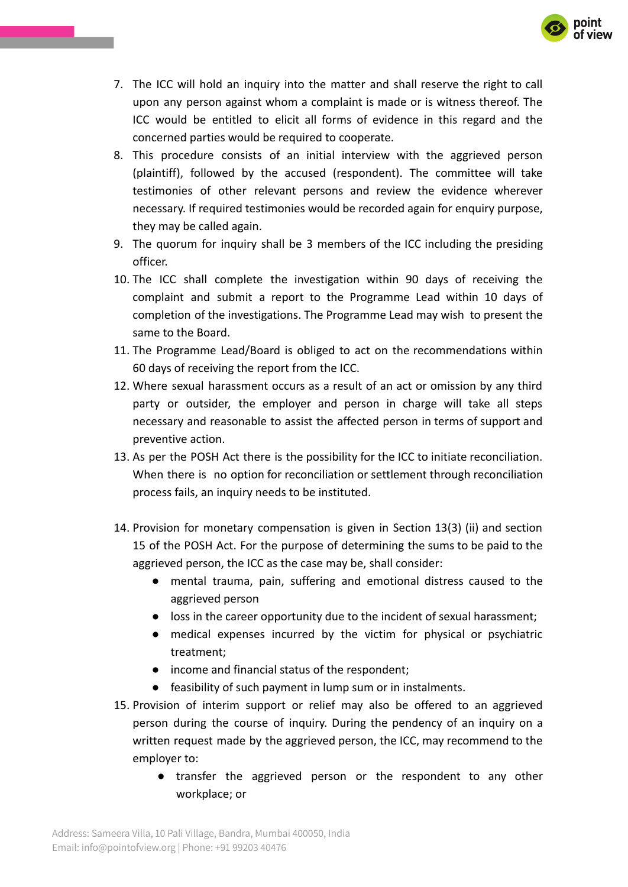7. The ICC will hold an inquiry into the matter and shall reserve the right to call upon any person against whom a complaint is made or is witness thereof. The ICC would be entitled to elicit all forms of evidence in this regard and the concerned parties would be required to cooperate.
8. This procedure consists of an initial interview with the aggrieved person (plaintiff), followed by the accused (respondent). The committee will take testimonies of other relevant persons and review the evidence wherever necessary. If required testimonies would be recorded again for enquiry purpose, they may be called again.
9. The quorum for inquiry shall be 3 members of the ICC including the presiding officer.
10. The ICC shall complete the investigation within 90 days of receiving the complaint and submit a report to the Programme Lead within 10 days of completion of the investigations. The Programme Lead may wish to present the same to the Board.
11. The Programme Lead/Board is obliged to act on the recommendations within 60 days of receiving the report from the ICC.
12. Where sexual harassment occurs as a result of an act or omission by any third party or outsider, the employer and person in charge will take all steps necessary and reasonable to assist the affected person in terms of support and preventive action.
13. As per the POSH Act there is the possibility for the ICC to initiate reconciliation. When there is no option for reconciliation or settlement through reconciliation process fails, an inquiry needs to be instituted.

14. Provision for monetary compensation is given in Section 13(3) (ii) and section 15 of the POSH Act. For the purpose of determining the sums to be paid to the aggrieved person, the ICC as the case may be, shall consider:
    - mental trauma, pain, suffering and emotional distress caused to the aggrieved person
    - loss in the career opportunity due to the incident of sexual harassment;
    - medical expenses incurred by the victim for physical or psychiatric treatment;
    - income and financial status of the respondent;
    - feasibility of such payment in lump sum or in instalments.
15. Provision of interim support or relief may also be offered to an aggrieved person during the course of inquiry. During the pendency of an inquiry on a written request made by the aggrieved person, the ICC, may recommend to the employer to:
    - transfer the aggrieved person or the respondent to any other workplace; or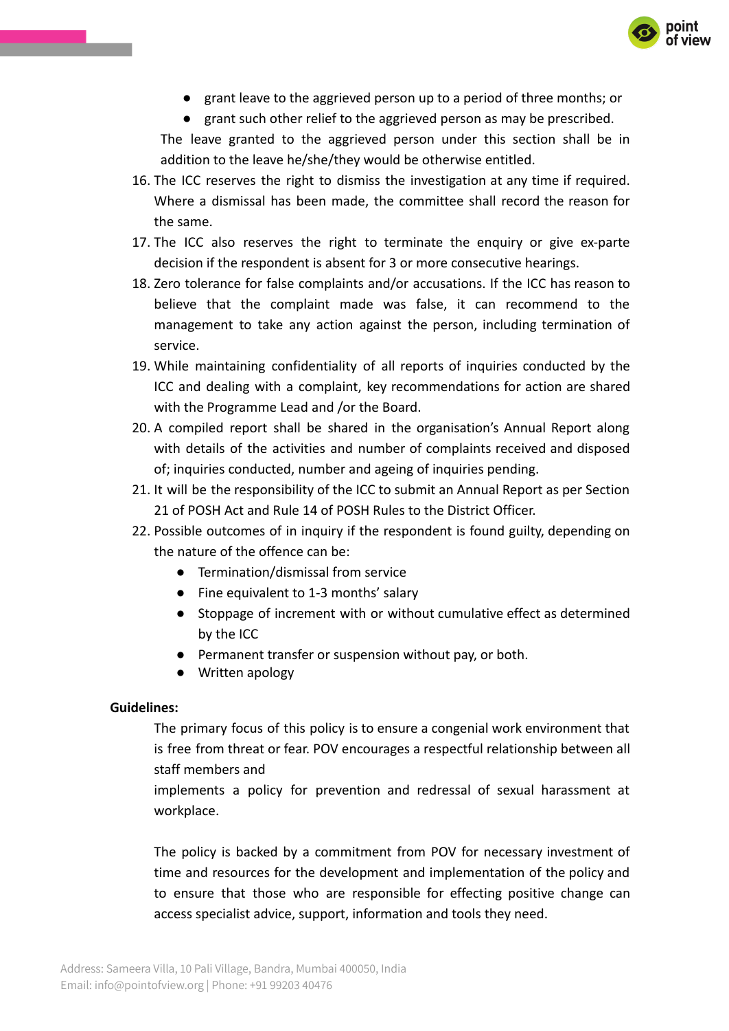- grant leave to the aggrieved person up to a period of three months; or
- grant such other relief to the aggrieved person as may be prescribed.

The leave granted to the aggrieved person under this section shall be in addition to the leave he/she/they would be otherwise entitled.

16. The ICC reserves the right to dismiss the investigation at any time if required. Where a dismissal has been made, the committee shall record the reason for the same.
17. The ICC also reserves the right to terminate the enquiry or give ex-parte decision if the respondent is absent for 3 or more consecutive hearings.
18. Zero tolerance for false complaints and/or accusations. If the ICC has reason to believe that the complaint made was false, it can recommend to the management to take any action against the person, including termination of service.
19. While maintaining confidentiality of all reports of inquiries conducted by the ICC and dealing with a complaint, key recommendations for action are shared with the Programme Lead and /or the Board.
20. A compiled report shall be shared in the organisation's Annual Report along with details of the activities and number of complaints received and disposed of; inquiries conducted, number and ageing of inquiries pending.
21. It will be the responsibility of the ICC to submit an Annual Report as per Section 21 of POSH Act and Rule 14 of POSH Rules to the District Officer.
22. Possible outcomes of in inquiry if the respondent is found guilty, depending on the nature of the offence can be:
    - Termination/dismissal from service
    - Fine equivalent to 1-3 months' salary
    - Stoppage of increment with or without cumulative effect as determined by the ICC
    - Permanent transfer or suspension without pay, or both.
    - Written apology

**Guidelines:**

The primary focus of this policy is to ensure a congenial work environment that is free from threat or fear. POV encourages a respectful relationship between all staff members and
implements a policy for prevention and redressal of sexual harassment at workplace.

The policy is backed by a commitment from POV for necessary investment of time and resources for the development and implementation of the policy and to ensure that those who are responsible for effecting positive change can access specialist advice, support, information and tools they need.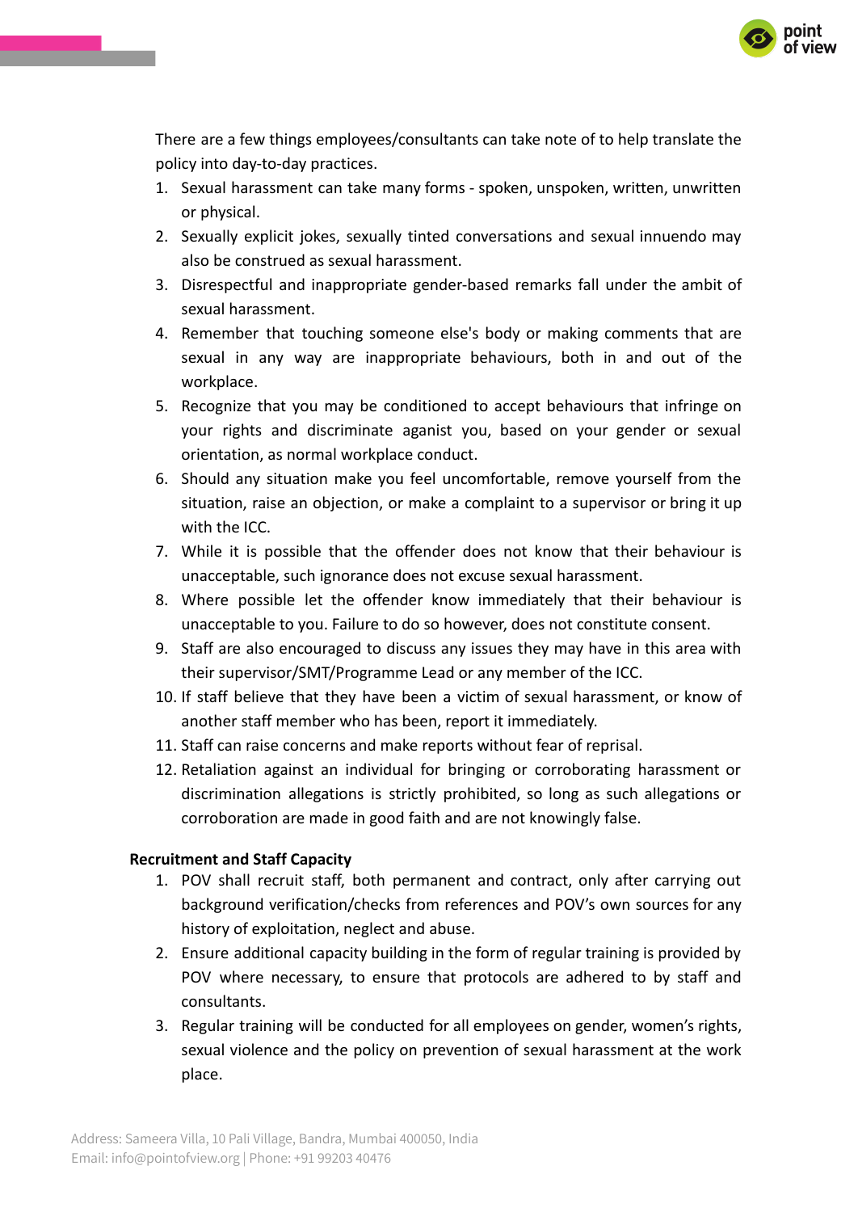There are a few things employees/consultants can take note of to help translate the policy into day-to-day practices.

1. Sexual harassment can take many forms - spoken, unspoken, written, unwritten or physical.
2. Sexually explicit jokes, sexually tinted conversations and sexual innuendo may also be construed as sexual harassment.
3. Disrespectful and inappropriate gender-based remarks fall under the ambit of sexual harassment.
4. Remember that touching someone else's body or making comments that are sexual in any way are inappropriate behaviours, both in and out of the workplace.
5. Recognize that you may be conditioned to accept behaviours that infringe on your rights and discriminate aganist you, based on your gender or sexual orientation, as normal workplace conduct.
6. Should any situation make you feel uncomfortable, remove yourself from the situation, raise an objection, or make a complaint to a supervisor or bring it up with the ICC.
7. While it is possible that the offender does not know that their behaviour is unacceptable, such ignorance does not excuse sexual harassment.
8. Where possible let the offender know immediately that their behaviour is unacceptable to you. Failure to do so however, does not constitute consent.
9. Staff are also encouraged to discuss any issues they may have in this area with their supervisor/SMT/Programme Lead or any member of the ICC.
10. If staff believe that they have been a victim of sexual harassment, or know of another staff member who has been, report it immediately.
11. Staff can raise concerns and make reports without fear of reprisal.
12. Retaliation against an individual for bringing or corroborating harassment or discrimination allegations is strictly prohibited, so long as such allegations or corroboration are made in good faith and are not knowingly false.

**Recruitment and Staff Capacity**

1. POV shall recruit staff, both permanent and contract, only after carrying out background verification/checks from references and POV's own sources for any history of exploitation, neglect and abuse.
2. Ensure additional capacity building in the form of regular training is provided by POV where necessary, to ensure that protocols are adhered to by staff and consultants.
3. Regular training will be conducted for all employees on gender, women's rights, sexual violence and the policy on prevention of sexual harassment at the work place.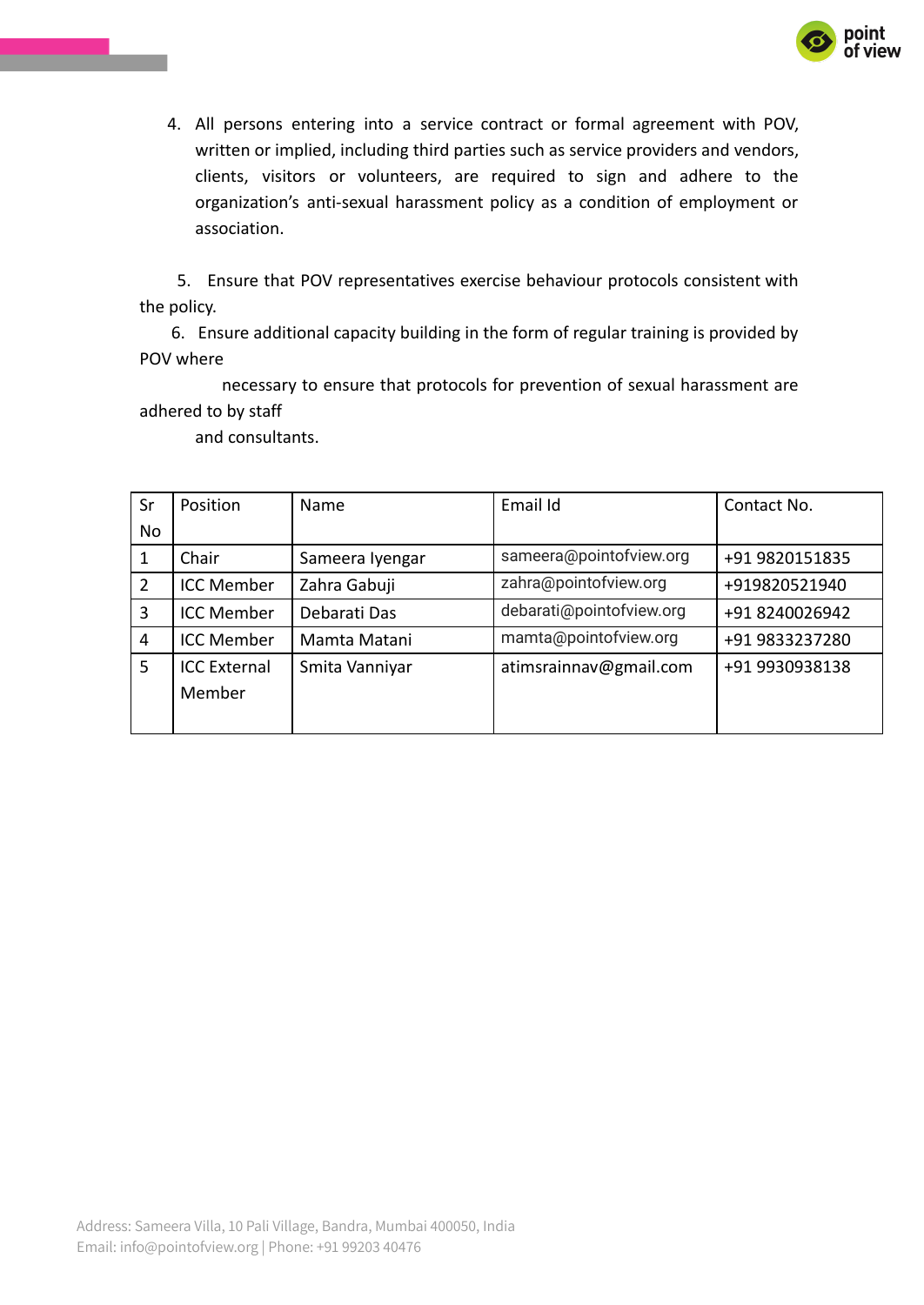4. All persons entering into a service contract or formal agreement with POV, written or implied, including third parties such as service providers and vendors, clients, visitors or volunteers, are required to sign and adhere to the organization's anti-sexual harassment policy as a condition of employment or association.

5. Ensure that POV representatives exercise behaviour protocols consistent with the policy.

6. Ensure additional capacity building in the form of regular training is provided by POV where necessary to ensure that protocols for prevention of sexual harassment are adhered to by staff and consultants.

| Sr No | Position | Name | Email Id | Contact No. |
|---|---|---|---|---|
| 1 | Chair | Sameera Iyengar | sameera@pointofview.org | +91 9820151835 |
| 2 | ICC Member | Zahra Gabuji | zahra@pointofview.org | +919820521940 |
| 3 | ICC Member | Debarati Das | debarati@pointofview.org | +91 8240026942 |
| 4 | ICC Member | Mamta Matani | mamta@pointofview.org | +91 9833237280 |
| 5 | ICC External Member | Smita Vanniyar | atimsrainnav@gmail.com | +91 9930938138 |